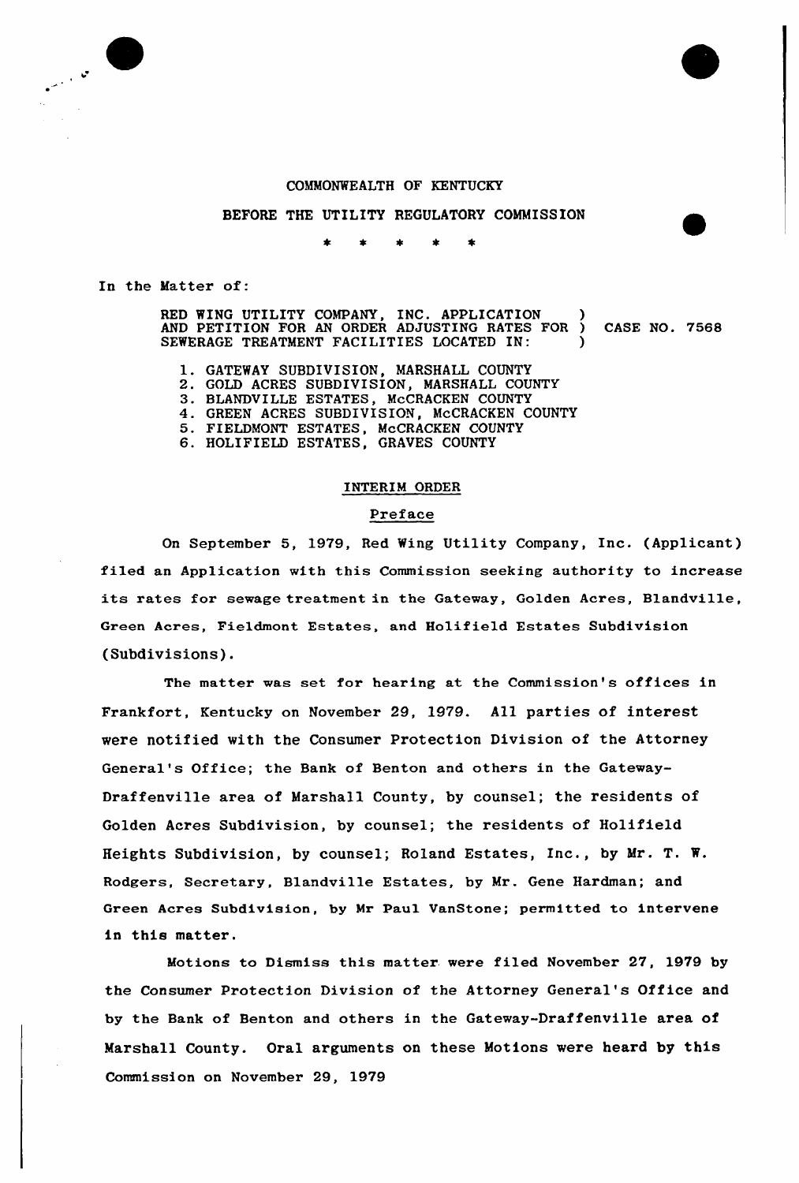COMMONWEALTH OF KENTUCKY

BEFORE THE UTILITY REGULATORY COMMISSION

\* \* \* \* \*

In the Matter of:

RED WING UTILITY COMPANY, INC. APPLICATION AND PETITION FOR AN ORDER ADJUSTING RATES FOR SEWERAGE TREATMENT FACILITIES LOCATED IN: ) CASE NO. 7568

1. GATEWAY SUBDIVISION, MARSHALL COUNTY
2. GOLD ACRES SUBDIVISION, MARSHALL COUNTY
3. BLANDVILLE ESTATES, McCRACKEN COUNTY
4. GREEN ACRES SUBDIVISION, McCRACKEN COUNTY
5. FIELDMONT ESTATES, McCRACKEN COUNTY
6. HOLIFIELD ESTATES, GRAVES COUNTY

## INTERIM ORDER

### Preface

On September 5, 1979, Red Wing Utility Company, Inc. (Applicant) filed an Application with this Commission seeking authority to increase its rates for sewage treatment in the Gateway, Golden Acres, Blandville, Green Acres, Fieldmont Estates, and Holifield Estates Subdivision (Subdivisions).

The matter was set for hearing at the Commission's offices in Frankfort, Kentucky on November 29, 1979. All parties of interest were notified with the Consumer Protection Division of the Attorney General's Office; the Bank of Benton and others in the Gateway-Draffenville area of Marshall County, by counsel; the residents of Golden Acres Subdivision, by counsel; the residents of Holifield Heights Subdivision, by counsel; Roland Estates, Inc., by Mr. T. W. Rodgers, Secretary, Blandville Estates, by Mr. Gene Hardman; and Green Acres Subdivision, by Mr Paul VanStone; permitted to intervene in this matter.

Motions to Dismiss this matter were filed November 27, 1979 by the Consumer Protection Division of the Attorney General's Office and by the Bank of Benton and others in the Gateway-Draffenville area of Marshall County. Oral arguments on these Motions were heard by this Commission on November 29, 1979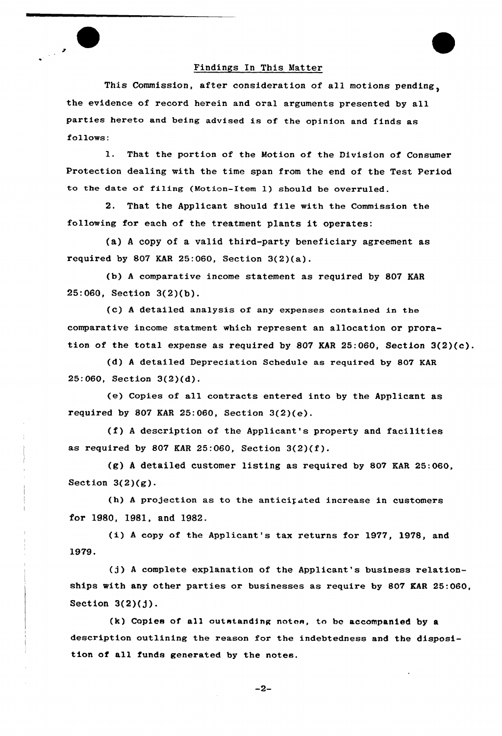## Findings In This Matter

This Commission, after consideration of all motions pending, the evidence of record herein and oral arguments presented by all parties hereto and being advised is of the opinion and finds as follows:

1. That the portion of the Motion of the Division of Consumer Protection dealing with the time span from the end of the Test Period to the date of filing (Motion-Item 1) should be overruled.

2. That the Applicant should file with the Commission the following for each of the treatment plants it operates:

(a) A copy of a valid third-party beneficiary agreement as required by 807 KAR 25:060, Section 3(2)(a).

(b) A comparative income statement as required by 807 KAR 25:060, Section 3(2)(b).

(c) A detailed analysis of any expenses contained in the comparative income statment which represent an allocation or proration of the total expense as required by 807 KAR 25:060, Section 3(2)(c).

(d) A detailed Depreciation Schedule as required by 807 KAR 25:060, Section 3(2)(d).

(e) Copies of all contracts entered into by the Applicant as required by 807 KAR 25:060, Section 3(2)(e).

(f) A description of the Applicant's property and facilities as required by 807 KAR 25:060, Section 3(2)(f).

(g) A detailed customer listing as required by 807 KAR 25:060, Section 3(2)(g).

(h) A projection as to the anticipated increase in customers for 1980, 1981, and 1982.

(i) A copy of the Applicant's tax returns for 1977, 1978, and 1979.

(j) A complete explanation of the Applicant's business relationships with any other parties or businesses as require by 807 KAR 25:060, Section 3(2)(j).

(k) Copies of all outstanding notes, to be accompanied by a description outlining the reason for the indebtedness and the disposition of all funds generated by the notes.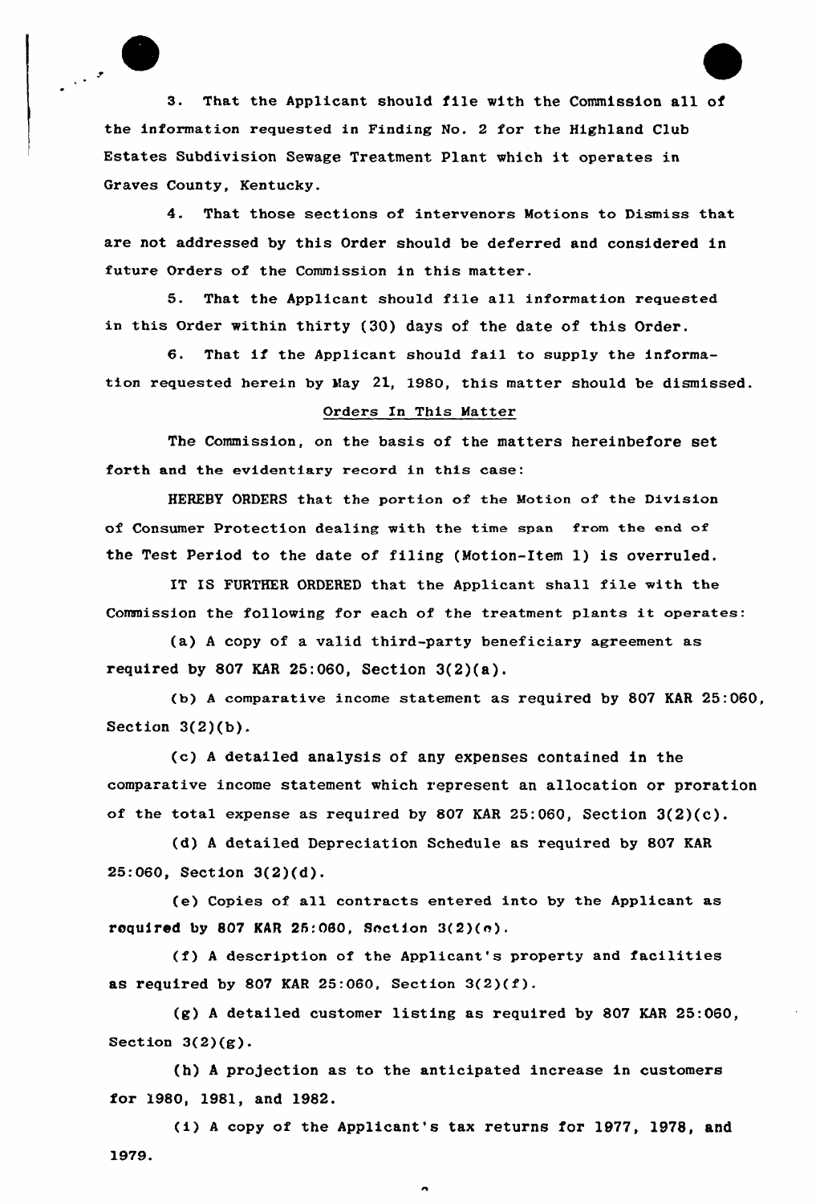3. That the Applicant should file with the Commission all of the information requested in Finding No. 2 for the Highland Club Estates Subdivision Sewage Treatment Plant which it operates in Graves County, Kentucky.

4. That those sections of intervenors Motions to Dismiss that are not addressed by this Order should be deferred and considered in future Orders of the Commission in this matter.

5. That the Applicant should file all information requested in this Order within thirty (30) days of the date of this Order.

6. That if the Applicant should fail to supply the information requested herein by May 21, 1980, this matter should be dismissed.

## Orders In This Matter

The Commission, on the basis of the matters hereinbefore set forth and the evidentiary record in this case:

HEREBY ORDERS that the portion of the Motion of the Division of Consumer Protection dealing with the time span from the end of the Test Period to the date of filing (Motion-Item 1) is overruled.

IT IS FURTHER ORDERED that the Applicant shall file with the Commission the following for each of the treatment plants it operates:

(a) A copy of a valid third-party beneficiary agreement as required by 807 KAR 25:060, Section 3(2)(a).

(b) A comparative income statement as required by 807 KAR 25:060, Section 3(2)(b).

(c) A detailed analysis of any expenses contained in the comparative income statement which represent an allocation or proration of the total expense as required by 807 KAR 25:060, Section 3(2)(c).

(d) A detailed Depreciation Schedule as required by 807 KAR 25:060, Section 3(2)(d).

(e) Copies of all contracts entered into by the Applicant as required by 807 KAR 25:060, Section 3(2)(e).

(f) A description of the Applicant's property and facilities as required by 807 KAR 25:060, Section 3(2)(f).

(g) A detailed customer listing as required by 807 KAR 25:060, Section 3(2)(g).

(h) A projection as to the anticipated increase in customers for 1980, 1981, and 1982.

(i) A copy of the Applicant's tax returns for 1977, 1978, and 1979.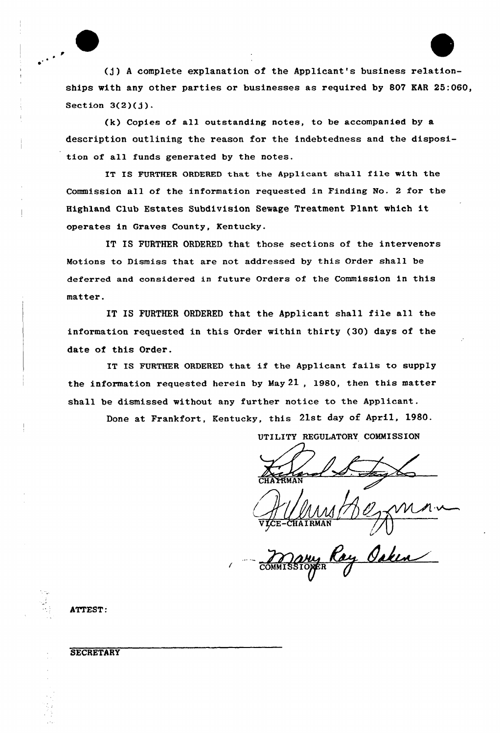(j) A complete explanation of the Applicant's business relationships with any other parties or businesses as required by 807 KAR 25:060, Section 3(2)(j).

(k) Copies of all outstanding notes, to be accompanied by a description outlining the reason for the indebtedness and the disposition of all funds generated by the notes.

IT IS FURTHER ORDERED that the Applicant shall file with the Commission all of the information requested in Finding No. 2 for the Highland Club Estates Subdivision Sewage Treatment Plant which it operates in Graves County, Kentucky.

IT IS FURTHER ORDERED that those sections of the intervenors Motions to Dismiss that are not addressed by this Order shall be deferred and considered in future Orders of the Commission in this matter.

IT IS FURTHER ORDERED that the Applicant shall file all the information requested in this Order within thirty (30) days of the date of this Order.

IT IS FURTHER ORDERED that if the Applicant fails to supply the information requested herein by May 21 , 1980, then this matter shall be dismissed without any further notice to the Applicant.

Done at Frankfort, Kentucky, this 21st day of April, 1980.

UTILITY REGULATORY COMMISSION

CHAIRMAN

VICE-CHAIRMAN

Mary Ray Oaken
COMMISSIONER

ATTEST:

SECRETARY